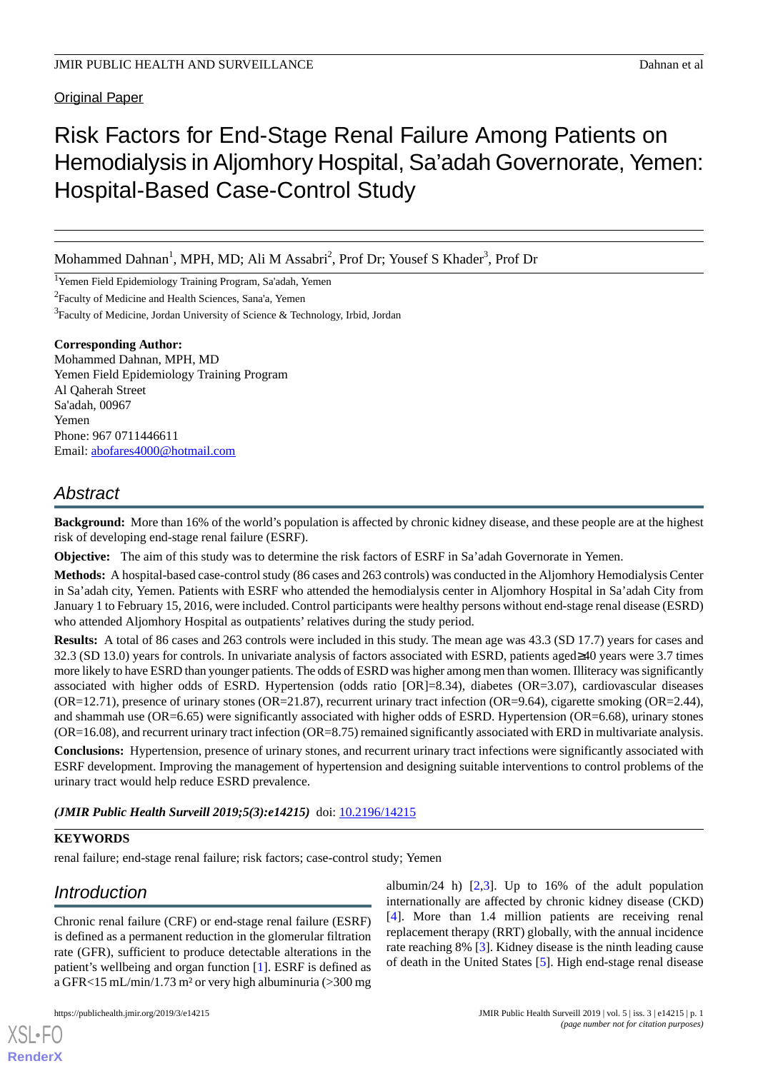Original Paper

# Risk Factors for End-Stage Renal Failure Among Patients on Hemodialysis in Aljomhory Hospital, Sa'adah Governorate, Yemen: Hospital-Based Case-Control Study

Mohammed Dahnan[1], MPH, MD; Ali M Assabri[2], Prof Dr; Yousef S Khader[3], Prof Dr

[1]Yemen Field Epidemiology Training Program, Sa'adah, Yemen

[2]Faculty of Medicine and Health Sciences, Sana'a, Yemen

[3]Faculty of Medicine, Jordan University of Science & Technology, Irbid, Jordan

**Corresponding Author:**
Mohammed Dahnan, MPH, MD
Yemen Field Epidemiology Training Program
Al Qaherah Street
Sa'adah, 00967
Yemen
Phone: 967 0711446611
Email: abofares4000@hotmail.com

## Abstract

**Background:** More than 16% of the world's population is affected by chronic kidney disease, and these people are at the highest risk of developing end-stage renal failure (ESRF).

**Objective:** The aim of this study was to determine the risk factors of ESRF in Sa'adah Governorate in Yemen.

**Methods:** A hospital-based case-control study (86 cases and 263 controls) was conducted in the Aljomhory Hemodialysis Center in Sa'adah city, Yemen. Patients with ESRF who attended the hemodialysis center in Aljomhory Hospital in Sa'adah City from January 1 to February 15, 2016, were included. Control participants were healthy persons without end-stage renal disease (ESRD) who attended Aljomhory Hospital as outpatients' relatives during the study period.

**Results:** A total of 86 cases and 263 controls were included in this study. The mean age was 43.3 (SD 17.7) years for cases and 32.3 (SD 13.0) years for controls. In univariate analysis of factors associated with ESRD, patients aged≥40 years were 3.7 times more likely to have ESRD than younger patients. The odds of ESRD was higher among men than women. Illiteracy was significantly associated with higher odds of ESRD. Hypertension (odds ratio [OR]=8.34), diabetes (OR=3.07), cardiovascular diseases (OR=12.71), presence of urinary stones (OR=21.87), recurrent urinary tract infection (OR=9.64), cigarette smoking (OR=2.44), and shammah use (OR=6.65) were significantly associated with higher odds of ESRD. Hypertension (OR=6.68), urinary stones (OR=16.08), and recurrent urinary tract infection (OR=8.75) remained significantly associated with ERD in multivariate analysis.

**Conclusions:** Hypertension, presence of urinary stones, and recurrent urinary tract infections were significantly associated with ESRF development. Improving the management of hypertension and designing suitable interventions to control problems of the urinary tract would help reduce ESRD prevalence.

*(JMIR Public Health Surveill 2019;5(3):e14215)* doi: 10.2196/14215

**KEYWORDS**

renal failure; end-stage renal failure; risk factors; case-control study; Yemen

## Introduction

Chronic renal failure (CRF) or end-stage renal failure (ESRF) is defined as a permanent reduction in the glomerular filtration rate (GFR), sufficient to produce detectable alterations in the patient's wellbeing and organ function [1]. ESRF is defined as a GFR<15 mL/min/1.73 m² or very high albuminuria (>300 mg albumin/24 h) [2,3]. Up to 16% of the adult population internationally are affected by chronic kidney disease (CKD) [4]. More than 1.4 million patients are receiving renal replacement therapy (RRT) globally, with the annual incidence rate reaching 8% [3]. Kidney disease is the ninth leading cause of death in the United States [5]. High end-stage renal disease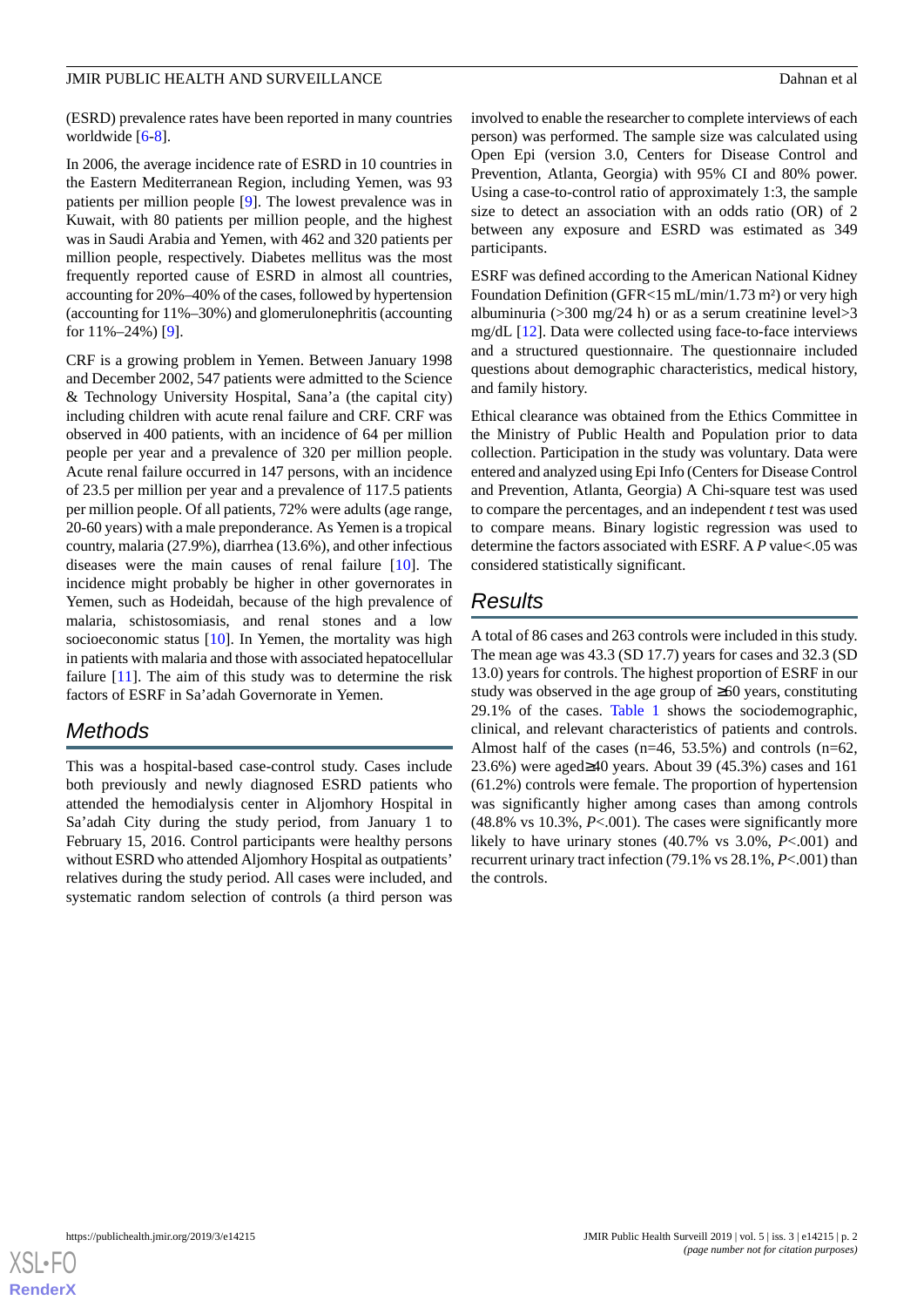(ESRD) prevalence rates have been reported in many countries worldwide [6-8].

In 2006, the average incidence rate of ESRD in 10 countries in the Eastern Mediterranean Region, including Yemen, was 93 patients per million people [9]. The lowest prevalence was in Kuwait, with 80 patients per million people, and the highest was in Saudi Arabia and Yemen, with 462 and 320 patients per million people, respectively. Diabetes mellitus was the most frequently reported cause of ESRD in almost all countries, accounting for 20%–40% of the cases, followed by hypertension (accounting for 11%–30%) and glomerulonephritis (accounting for 11%–24%) [9].

CRF is a growing problem in Yemen. Between January 1998 and December 2002, 547 patients were admitted to the Science & Technology University Hospital, Sana'a (the capital city) including children with acute renal failure and CRF. CRF was observed in 400 patients, with an incidence of 64 per million people per year and a prevalence of 320 per million people. Acute renal failure occurred in 147 persons, with an incidence of 23.5 per million per year and a prevalence of 117.5 patients per million people. Of all patients, 72% were adults (age range, 20-60 years) with a male preponderance. As Yemen is a tropical country, malaria (27.9%), diarrhea (13.6%), and other infectious diseases were the main causes of renal failure [10]. The incidence might probably be higher in other governorates in Yemen, such as Hodeidah, because of the high prevalence of malaria, schistosomiasis, and renal stones and a low socioeconomic status [10]. In Yemen, the mortality was high in patients with malaria and those with associated hepatocellular failure [11]. The aim of this study was to determine the risk factors of ESRF in Sa'adah Governorate in Yemen.

## Methods

This was a hospital-based case-control study. Cases include both previously and newly diagnosed ESRD patients who attended the hemodialysis center in Aljomhory Hospital in Sa'adah City during the study period, from January 1 to February 15, 2016. Control participants were healthy persons without ESRD who attended Aljomhory Hospital as outpatients' relatives during the study period. All cases were included, and systematic random selection of controls (a third person was involved to enable the researcher to complete interviews of each person) was performed. The sample size was calculated using Open Epi (version 3.0, Centers for Disease Control and Prevention, Atlanta, Georgia) with 95% CI and 80% power. Using a case-to-control ratio of approximately 1:3, the sample size to detect an association with an odds ratio (OR) of 2 between any exposure and ESRD was estimated as 349 participants.

ESRF was defined according to the American National Kidney Foundation Definition (GFR<15 mL/min/1.73 m²) or very high albuminuria (>300 mg/24 h) or as a serum creatinine level>3 mg/dL [12]. Data were collected using face-to-face interviews and a structured questionnaire. The questionnaire included questions about demographic characteristics, medical history, and family history.

Ethical clearance was obtained from the Ethics Committee in the Ministry of Public Health and Population prior to data collection. Participation in the study was voluntary. Data were entered and analyzed using Epi Info (Centers for Disease Control and Prevention, Atlanta, Georgia) A Chi-square test was used to compare the percentages, and an independent *t* test was used to compare means. Binary logistic regression was used to determine the factors associated with ESRF. A *P* value<.05 was considered statistically significant.

## Results

A total of 86 cases and 263 controls were included in this study. The mean age was 43.3 (SD 17.7) years for cases and 32.3 (SD 13.0) years for controls. The highest proportion of ESRF in our study was observed in the age group of ≥60 years, constituting 29.1% of the cases. Table 1 shows the sociodemographic, clinical, and relevant characteristics of patients and controls. Almost half of the cases (n=46, 53.5%) and controls (n=62, 23.6%) were aged≥40 years. About 39 (45.3%) cases and 161 (61.2%) controls were female. The proportion of hypertension was significantly higher among cases than among controls (48.8% vs 10.3%, *P*<.001). The cases were significantly more likely to have urinary stones (40.7% vs 3.0%, *P*<.001) and recurrent urinary tract infection (79.1% vs 28.1%, *P*<.001) than the controls.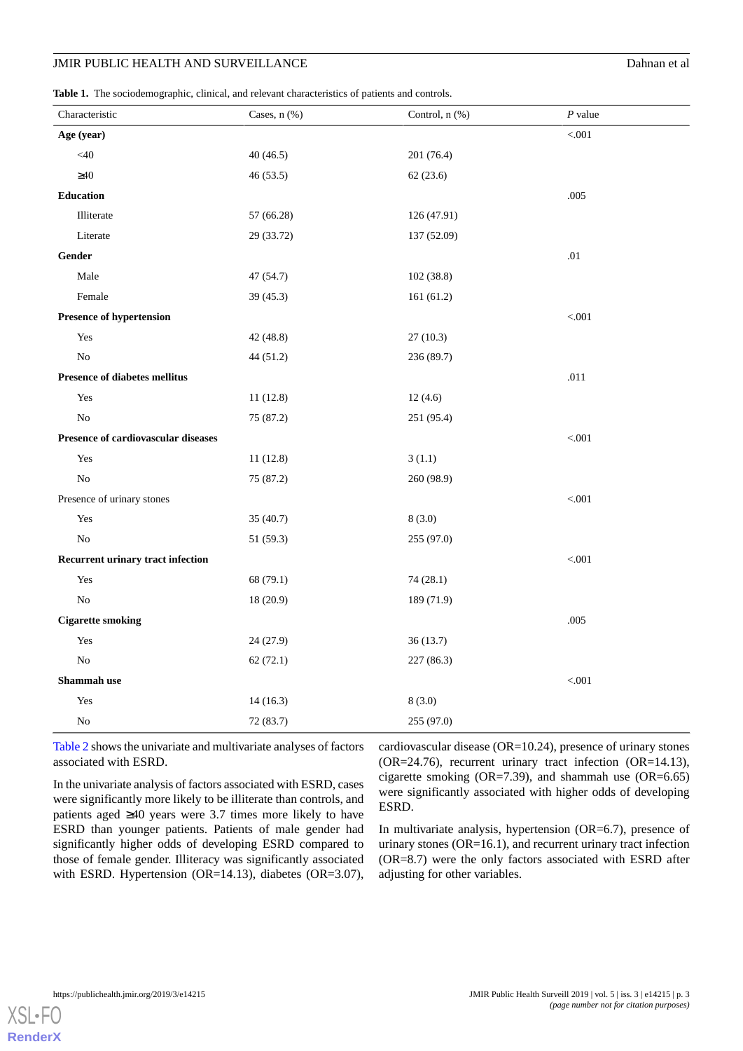**Table 1.** The sociodemographic, clinical, and relevant characteristics of patients and controls.

| Characteristic | Cases, n (%) | Control, n (%) | *P* value |
|---|---|---|---|
| **Age (year)** | | | <.001 |
| <40 | 40 (46.5) | 201 (76.4) | |
| ≥40 | 46 (53.5) | 62 (23.6) | |
| **Education** | | | .005 |
| Illiterate | 57 (66.28) | 126 (47.91) | |
| Literate | 29 (33.72) | 137 (52.09) | |
| **Gender** | | | .01 |
| Male | 47 (54.7) | 102 (38.8) | |
| Female | 39 (45.3) | 161 (61.2) | |
| **Presence of hypertension** | | | <.001 |
| Yes | 42 (48.8) | 27 (10.3) | |
| No | 44 (51.2) | 236 (89.7) | |
| **Presence of diabetes mellitus** | | | .011 |
| Yes | 11 (12.8) | 12 (4.6) | |
| No | 75 (87.2) | 251 (95.4) | |
| **Presence of cardiovascular diseases** | | | <.001 |
| Yes | 11 (12.8) | 3 (1.1) | |
| No | 75 (87.2) | 260 (98.9) | |
| Presence of urinary stones | | | <.001 |
| Yes | 35 (40.7) | 8 (3.0) | |
| No | 51 (59.3) | 255 (97.0) | |
| **Recurrent urinary tract infection** | | | <.001 |
| Yes | 68 (79.1) | 74 (28.1) | |
| No | 18 (20.9) | 189 (71.9) | |
| **Cigarette smoking** | | | .005 |
| Yes | 24 (27.9) | 36 (13.7) | |
| No | 62 (72.1) | 227 (86.3) | |
| **Shammah use** | | | <.001 |
| Yes | 14 (16.3) | 8 (3.0) | |
| No | 72 (83.7) | 255 (97.0) | |

Table 2 shows the univariate and multivariate analyses of factors associated with ESRD.

In the univariate analysis of factors associated with ESRD, cases were significantly more likely to be illiterate than controls, and patients aged ≥40 years were 3.7 times more likely to have ESRD than younger patients. Patients of male gender had significantly higher odds of developing ESRD compared to those of female gender. Illiteracy was significantly associated with ESRD. Hypertension (OR=14.13), diabetes (OR=3.07), cardiovascular disease (OR=10.24), presence of urinary stones (OR=24.76), recurrent urinary tract infection (OR=14.13), cigarette smoking (OR=7.39), and shammah use (OR=6.65) were significantly associated with higher odds of developing ESRD.

In multivariate analysis, hypertension (OR=6.7), presence of urinary stones (OR=16.1), and recurrent urinary tract infection (OR=8.7) were the only factors associated with ESRD after adjusting for other variables.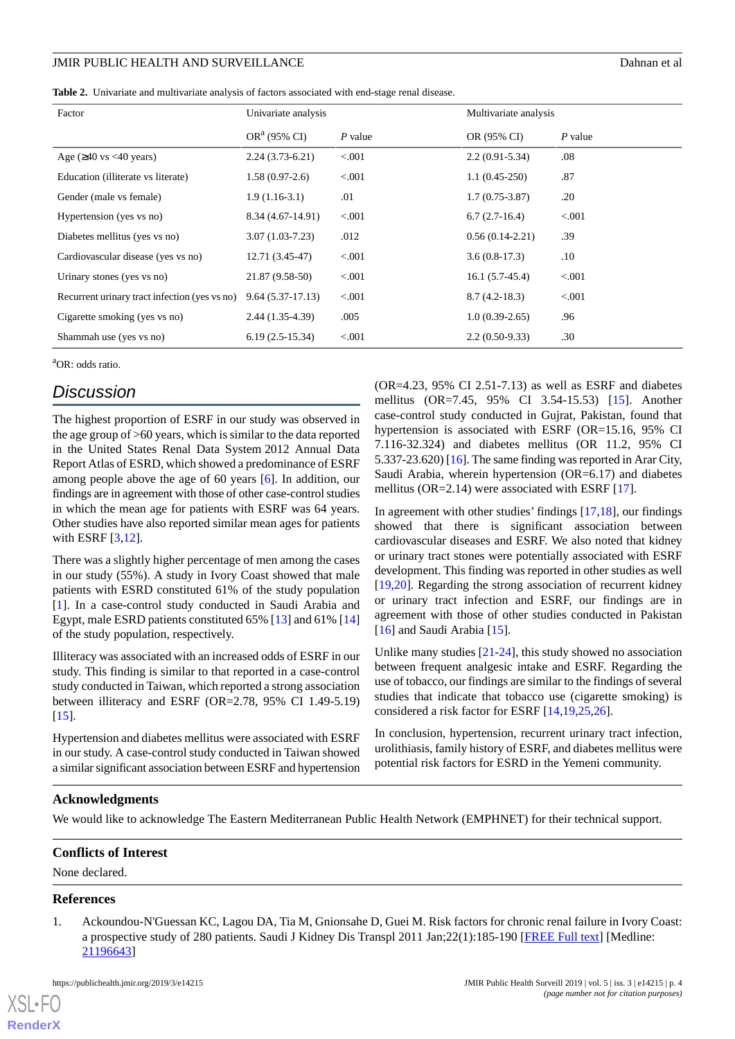**Table 2.** Univariate and multivariate analysis of factors associated with end-stage renal disease.

| Factor | Univariate analysis | | Multivariate analysis | |
|---|---|---|---|---|
| | OR[a] (95% CI) | *P* value | OR (95% CI) | *P* value |
| Age (≥40 vs <40 years) | 2.24 (3.73-6.21) | <.001 | 2.2 (0.91-5.34) | .08 |
| Education (illiterate vs literate) | 1.58 (0.97-2.6) | <.001 | 1.1 (0.45-250) | .87 |
| Gender (male vs female) | 1.9 (1.16-3.1) | .01 | 1.7 (0.75-3.87) | .20 |
| Hypertension (yes vs no) | 8.34 (4.67-14.91) | <.001 | 6.7 (2.7-16.4) | <.001 |
| Diabetes mellitus (yes vs no) | 3.07 (1.03-7.23) | .012 | 0.56 (0.14-2.21) | .39 |
| Cardiovascular disease (yes vs no) | 12.71 (3.45-47) | <.001 | 3.6 (0.8-17.3) | .10 |
| Urinary stones (yes vs no) | 21.87 (9.58-50) | <.001 | 16.1 (5.7-45.4) | <.001 |
| Recurrent urinary tract infection (yes vs no) | 9.64 (5.37-17.13) | <.001 | 8.7 (4.2-18.3) | <.001 |
| Cigarette smoking (yes vs no) | 2.44 (1.35-4.39) | .005 | 1.0 (0.39-2.65) | .96 |
| Shammah use (yes vs no) | 6.19 (2.5-15.34) | <.001 | 2.2 (0.50-9.33) | .30 |

[a]OR: odds ratio.

## Discussion

The highest proportion of ESRF in our study was observed in the age group of >60 years, which is similar to the data reported in the United States Renal Data System 2012 Annual Data Report Atlas of ESRD, which showed a predominance of ESRF among people above the age of 60 years [6]. In addition, our findings are in agreement with those of other case-control studies in which the mean age for patients with ESRF was 64 years. Other studies have also reported similar mean ages for patients with ESRF [3,12].

There was a slightly higher percentage of men among the cases in our study (55%). A study in Ivory Coast showed that male patients with ESRD constituted 61% of the study population [1]. In a case-control study conducted in Saudi Arabia and Egypt, male ESRD patients constituted 65% [13] and 61% [14] of the study population, respectively.

Illiteracy was associated with an increased odds of ESRF in our study. This finding is similar to that reported in a case-control study conducted in Taiwan, which reported a strong association between illiteracy and ESRF (OR=2.78, 95% CI 1.49-5.19) [15].

Hypertension and diabetes mellitus were associated with ESRF in our study. A case-control study conducted in Taiwan showed a similar significant association between ESRF and hypertension (OR=4.23, 95% CI 2.51-7.13) as well as ESRF and diabetes mellitus (OR=7.45, 95% CI 3.54-15.53) [15]. Another case-control study conducted in Gujrat, Pakistan, found that hypertension is associated with ESRF (OR=15.16, 95% CI 7.116-32.324) and diabetes mellitus (OR 11.2, 95% CI 5.337-23.620) [16]. The same finding was reported in Arar City, Saudi Arabia, wherein hypertension (OR=6.17) and diabetes mellitus (OR=2.14) were associated with ESRF [17].

In agreement with other studies' findings [17,18], our findings showed that there is significant association between cardiovascular diseases and ESRF. We also noted that kidney or urinary tract stones were potentially associated with ESRF development. This finding was reported in other studies as well [19,20]. Regarding the strong association of recurrent kidney or urinary tract infection and ESRF, our findings are in agreement with those of other studies conducted in Pakistan [16] and Saudi Arabia [15].

Unlike many studies [21-24], this study showed no association between frequent analgesic intake and ESRF. Regarding the use of tobacco, our findings are similar to the findings of several studies that indicate that tobacco use (cigarette smoking) is considered a risk factor for ESRF [14,19,25,26].

In conclusion, hypertension, recurrent urinary tract infection, urolithiasis, family history of ESRF, and diabetes mellitus were potential risk factors for ESRD in the Yemeni community.

## Acknowledgments

We would like to acknowledge The Eastern Mediterranean Public Health Network (EMPHNET) for their technical support.

## Conflicts of Interest

None declared.

## References

1. Ackoundou-N'Guessan KC, Lagou DA, Tia M, Gnionsahe D, Guei M. Risk factors for chronic renal failure in Ivory Coast: a prospective study of 280 patients. Saudi J Kidney Dis Transpl 2011 Jan;22(1):185-190 [FREE Full text] [Medline: 21196643]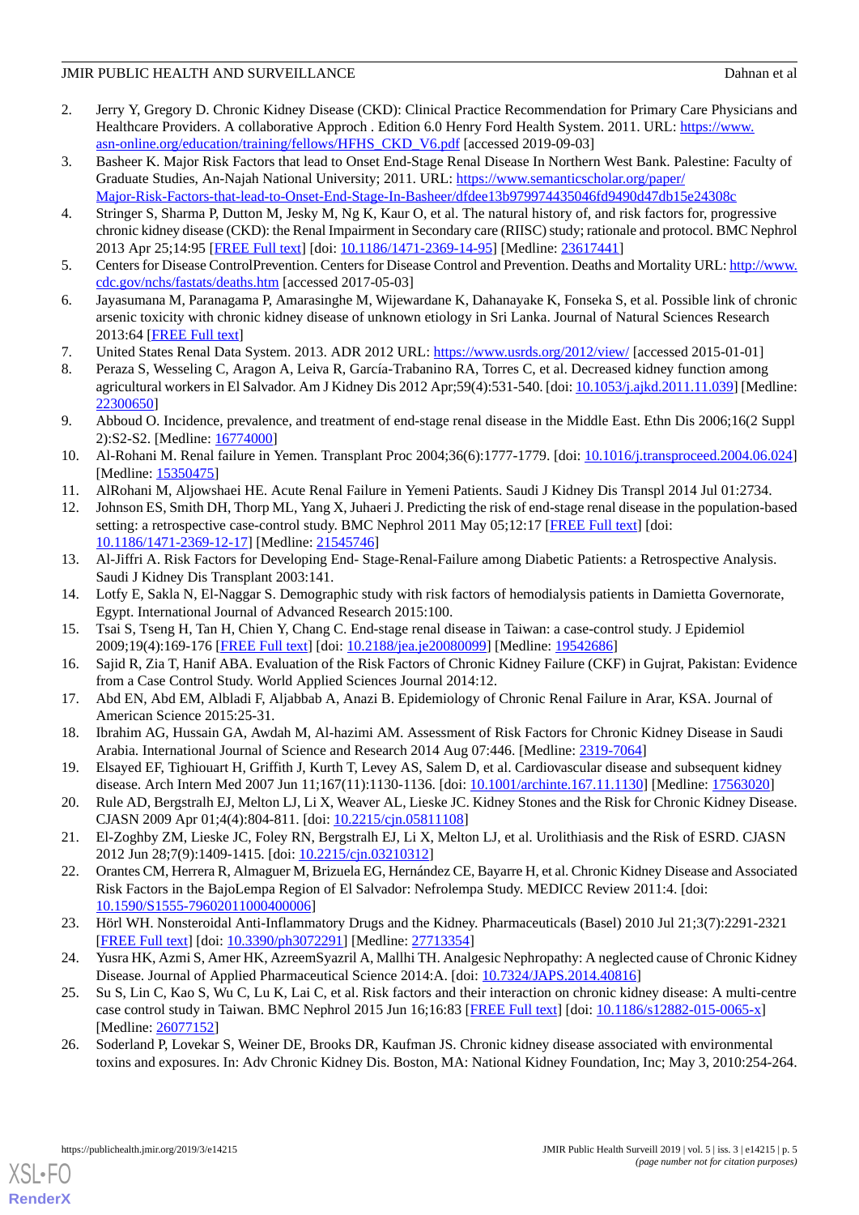2. Jerry Y, Gregory D. Chronic Kidney Disease (CKD): Clinical Practice Recommendation for Primary Care Physicians and Healthcare Providers. A collaborative Approch . Edition 6.0 Henry Ford Health System. 2011. URL: [https://www.asn-online.org/education/training/fellows/HFHS_CKD_V6.pdf](https://www.asn-online.org/education/training/fellows/HFHS_CKD_V6.pdf) [accessed 2019-09-03]
3. Basheer K. Major Risk Factors that lead to Onset End-Stage Renal Disease In Northern West Bank. Palestine: Faculty of Graduate Studies, An-Najah National University; 2011. URL: [https://www.semanticscholar.org/paper/Major-Risk-Factors-that-lead-to-Onset-End-Stage-In-Basheer/dfdee13b979974435046fd9490d47db15e24308c](https://www.semanticscholar.org/paper/Major-Risk-Factors-that-lead-to-Onset-End-Stage-In-Basheer/dfdee13b979974435046fd9490d47db15e24308c)
4. Stringer S, Sharma P, Dutton M, Jesky M, Ng K, Kaur O, et al. The natural history of, and risk factors for, progressive chronic kidney disease (CKD): the Renal Impairment in Secondary care (RIISC) study; rationale and protocol. BMC Nephrol 2013 Apr 25;14:95 [FREE Full text] [doi: 10.1186/1471-2369-14-95] [Medline: 23617441]
5. Centers for Disease ControlPrevention. Centers for Disease Control and Prevention. Deaths and Mortality URL: [http://www.cdc.gov/nchs/fastats/deaths.htm](http://www.cdc.gov/nchs/fastats/deaths.htm) [accessed 2017-05-03]
6. Jayasumana M, Paranagama P, Amarasinghe M, Wijewardane K, Dahanayake K, Fonseka S, et al. Possible link of chronic arsenic toxicity with chronic kidney disease of unknown etiology in Sri Lanka. Journal of Natural Sciences Research 2013:64 [FREE Full text]
7. United States Renal Data System. 2013. ADR 2012 URL: [https://www.usrds.org/2012/view/](https://www.usrds.org/2012/view/) [accessed 2015-01-01]
8. Peraza S, Wesseling C, Aragon A, Leiva R, García-Trabanino RA, Torres C, et al. Decreased kidney function among agricultural workers in El Salvador. Am J Kidney Dis 2012 Apr;59(4):531-540. [doi: 10.1053/j.ajkd.2011.11.039] [Medline: 22300650]
9. Abboud O. Incidence, prevalence, and treatment of end-stage renal disease in the Middle East. Ethn Dis 2006;16(2 Suppl 2):S2-S2. [Medline: 16774000]
10. Al-Rohani M. Renal failure in Yemen. Transplant Proc 2004;36(6):1777-1779. [doi: 10.1016/j.transproceed.2004.06.024] [Medline: 15350475]
11. AlRohani M, Aljowshaei HE. Acute Renal Failure in Yemeni Patients. Saudi J Kidney Dis Transpl 2014 Jul 01:2734.
12. Johnson ES, Smith DH, Thorp ML, Yang X, Juhaeri J. Predicting the risk of end-stage renal disease in the population-based setting: a retrospective case-control study. BMC Nephrol 2011 May 05;12:17 [FREE Full text] [doi: 10.1186/1471-2369-12-17] [Medline: 21545746]
13. Al-Jiffri A. Risk Factors for Developing End- Stage-Renal-Failure among Diabetic Patients: a Retrospective Analysis. Saudi J Kidney Dis Transplant 2003:141.
14. Lotfy E, Sakla N, El-Naggar S. Demographic study with risk factors of hemodialysis patients in Damietta Governorate, Egypt. International Journal of Advanced Research 2015:100.
15. Tsai S, Tseng H, Tan H, Chien Y, Chang C. End-stage renal disease in Taiwan: a case-control study. J Epidemiol 2009;19(4):169-176 [FREE Full text] [doi: 10.2188/jea.je20080099] [Medline: 19542686]
16. Sajid R, Zia T, Hanif ABA. Evaluation of the Risk Factors of Chronic Kidney Failure (CKF) in Gujrat, Pakistan: Evidence from a Case Control Study. World Applied Sciences Journal 2014:12.
17. Abd EN, Abd EM, Albladi F, Aljabbab A, Anazi B. Epidemiology of Chronic Renal Failure in Arar, KSA. Journal of American Science 2015:25-31.
18. Ibrahim AG, Hussain GA, Awdah M, Al-hazimi AM. Assessment of Risk Factors for Chronic Kidney Disease in Saudi Arabia. International Journal of Science and Research 2014 Aug 07:446. [Medline: 2319-7064]
19. Elsayed EF, Tighiouart H, Griffith J, Kurth T, Levey AS, Salem D, et al. Cardiovascular disease and subsequent kidney disease. Arch Intern Med 2007 Jun 11;167(11):1130-1136. [doi: 10.1001/archinte.167.11.1130] [Medline: 17563020]
20. Rule AD, Bergstralh EJ, Melton LJ, Li X, Weaver AL, Lieske JC. Kidney Stones and the Risk for Chronic Kidney Disease. CJASN 2009 Apr 01;4(4):804-811. [doi: 10.2215/cjn.05811108]
21. El-Zoghby ZM, Lieske JC, Foley RN, Bergstralh EJ, Li X, Melton LJ, et al. Urolithiasis and the Risk of ESRD. CJASN 2012 Jun 28;7(9):1409-1415. [doi: 10.2215/cjn.03210312]
22. Orantes CM, Herrera R, Almaguer M, Brizuela EG, Hernández CE, Bayarre H, et al. Chronic Kidney Disease and Associated Risk Factors in the BajoLempa Region of El Salvador: Nefrolempa Study. MEDICC Review 2011:4. [doi: 10.1590/S1555-79602011000400006]
23. Hörl WH. Nonsteroidal Anti-Inflammatory Drugs and the Kidney. Pharmaceuticals (Basel) 2010 Jul 21;3(7):2291-2321 [FREE Full text] [doi: 10.3390/ph3072291] [Medline: 27713354]
24. Yusra HK, Azmi S, Amer HK, AzreemSyazril A, Mallhi TH. Analgesic Nephropathy: A neglected cause of Chronic Kidney Disease. Journal of Applied Pharmaceutical Science 2014:A. [doi: 10.7324/JAPS.2014.40816]
25. Su S, Lin C, Kao S, Wu C, Lu K, Lai C, et al. Risk factors and their interaction on chronic kidney disease: A multi-centre case control study in Taiwan. BMC Nephrol 2015 Jun 16;16:83 [FREE Full text] [doi: 10.1186/s12882-015-0065-x] [Medline: 26077152]
26. Soderland P, Lovekar S, Weiner DE, Brooks DR, Kaufman JS. Chronic kidney disease associated with environmental toxins and exposures. In: Adv Chronic Kidney Dis. Boston, MA: National Kidney Foundation, Inc; May 3, 2010:254-264.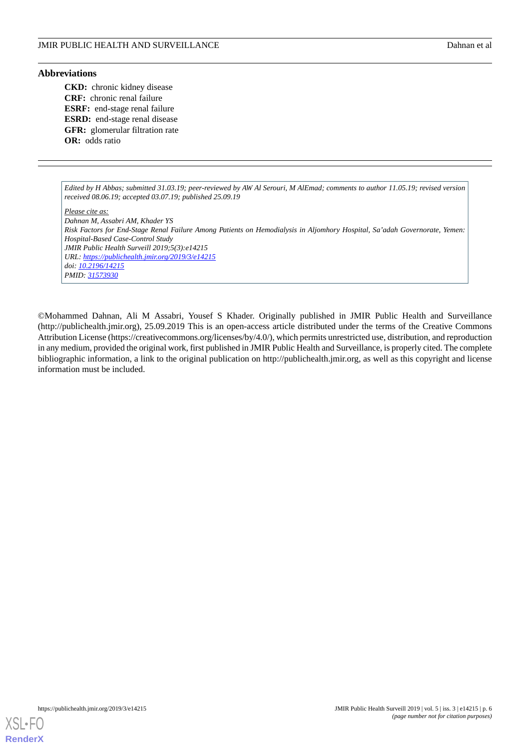## Abbreviations

**CKD:** chronic kidney disease
**CRF:** chronic renal failure
**ESRF:** end-stage renal failure
**ESRD:** end-stage renal disease
**GFR:** glomerular filtration rate
**OR:** odds ratio

---

*Edited by H Abbas; submitted 31.03.19; peer-reviewed by AW Al Serouri, M AlEmad; comments to author 11.05.19; revised version received 08.06.19; accepted 03.07.19; published 25.09.19*

*Please cite as:*
*Dahnan M, Assabri AM, Khader YS*
*Risk Factors for End-Stage Renal Failure Among Patients on Hemodialysis in Aljomhory Hospital, Sa'adah Governorate, Yemen: Hospital-Based Case-Control Study*
*JMIR Public Health Surveill 2019;5(3):e14215*
*URL: https://publichealth.jmir.org/2019/3/e14215*
*doi: 10.2196/14215*
*PMID: 31573930*

©Mohammed Dahnan, Ali M Assabri, Yousef S Khader. Originally published in JMIR Public Health and Surveillance (http://publichealth.jmir.org), 25.09.2019 This is an open-access article distributed under the terms of the Creative Commons Attribution License (https://creativecommons.org/licenses/by/4.0/), which permits unrestricted use, distribution, and reproduction in any medium, provided the original work, first published in JMIR Public Health and Surveillance, is properly cited. The complete bibliographic information, a link to the original publication on http://publichealth.jmir.org, as well as this copyright and license information must be included.